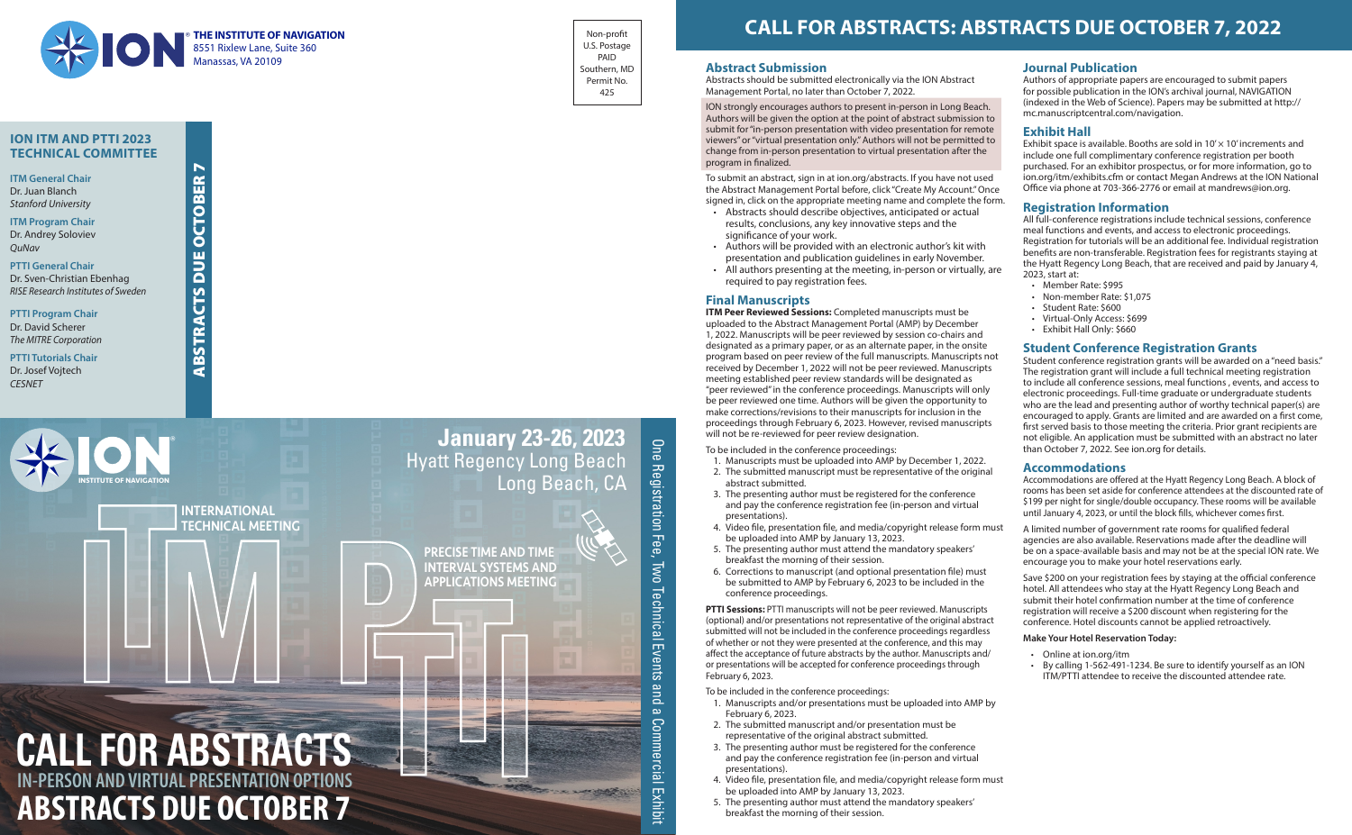**THE INSTITUTE OF NAVIGATION**
8551 Rixlew Lane, Suite 360
Manassas, VA 20109

Non-profit
U.S. Postage
PAID
Southern, MD
Permit No.
425

## ION ITM AND PTTI 2023 TECHNICAL COMMITTEE

**ITM General Chair**
Dr. Juan Blanch
*Stanford University*

**ITM Program Chair**
Dr. Andrey Soloviev
*QuNav*

**PTTI General Chair**
Dr. Sven-Christian Ebenhag
*RISE Research Institutes of Sweden*

**PTTI Program Chair**
Dr. David Scherer
*The MITRE Corporation*

**PTTI Tutorials Chair**
Dr. Josef Vojtech
*CESNET*

**ABSTRACTS DUE OCTOBER 7**

ION INSTITUTE OF NAVIGATION

INTERNATIONAL TECHNICAL MEETING

PRECISE TIME AND TIME INTERVAL SYSTEMS AND APPLICATIONS MEETING

**January 23-26, 2023**
Hyatt Regency Long Beach
Long Beach, CA

One Registration Fee, Two Technical Events and a Commercial Exhibit

# CALL FOR ABSTRACTS
## IN-PERSON AND VIRTUAL PRESENTATION OPTIONS
# ABSTRACTS DUE OCTOBER 7

# CALL FOR ABSTRACTS: ABSTRACTS DUE OCTOBER 7, 2022

## Abstract Submission

Abstracts should be submitted electronically via the ION Abstract Management Portal, no later than October 7, 2022.

ION strongly encourages authors to present in-person in Long Beach. Authors will be given the option at the point of abstract submission to submit for "in-person presentation with video presentation for remote viewers" or "virtual presentation only." Authors will not be permitted to change from in-person presentation to virtual presentation after the program in finalized.

To submit an abstract, sign in at ion.org/abstracts. If you have not used the Abstract Management Portal before, click "Create My Account." Once signed in, click on the appropriate meeting name and complete the form.

- Abstracts should describe objectives, anticipated or actual results, conclusions, any key innovative steps and the significance of your work.
- Authors will be provided with an electronic author's kit with presentation and publication guidelines in early November.
- All authors presenting at the meeting, in-person or virtually, are required to pay registration fees.

## Final Manuscripts

**ITM Peer Reviewed Sessions:** Completed manuscripts must be uploaded to the Abstract Management Portal (AMP) by December 1, 2022. Manuscripts will be peer reviewed by session co-chairs and designated as a primary paper, or as an alternate paper, in the onsite program based on peer review of the full manuscripts. Manuscripts not received by December 1, 2022 will not be peer reviewed. Manuscripts meeting established peer review standards will be designated as "peer reviewed" in the conference proceedings. Manuscripts will only be peer reviewed one time. Authors will be given the opportunity to make corrections/revisions to their manuscripts for inclusion in the proceedings through February 6, 2023. However, revised manuscripts will not be re-reviewed for peer review designation.

To be included in the conference proceedings:

1. Manuscripts must be uploaded into AMP by December 1, 2022.
2. The submitted manuscript must be representative of the original abstract submitted.
3. The presenting author must be registered for the conference and pay the conference registration fee (in-person and virtual presentations).
4. Video file, presentation file, and media/copyright release form must be uploaded into AMP by January 13, 2023.
5. The presenting author must attend the mandatory speakers' breakfast the morning of their session.
6. Corrections to manuscript (and optional presentation file) must be submitted to AMP by February 6, 2023 to be included in the conference proceedings.

**PTTI Sessions:** PTTI manuscripts will not be peer reviewed. Manuscripts (optional) and/or presentations not representative of the original abstract submitted will not be included in the conference proceedings regardless of whether or not they were presented at the conference, and this may affect the acceptance of future abstracts by the author. Manuscripts and/or presentations will be accepted for conference proceedings through February 6, 2023.

To be included in the conference proceedings:

1. Manuscripts and/or presentations must be uploaded into AMP by February 6, 2023.
2. The submitted manuscript and/or presentation must be representative of the original abstract submitted.
3. The presenting author must be registered for the conference and pay the conference registration fee (in-person and virtual presentations).
4. Video file, presentation file, and media/copyright release form must be uploaded into AMP by January 13, 2023.
5. The presenting author must attend the mandatory speakers' breakfast the morning of their session.

## Journal Publication

Authors of appropriate papers are encouraged to submit papers for possible publication in the ION's archival journal, NAVIGATION (indexed in the Web of Science). Papers may be submitted at http://mc.manuscriptcentral.com/navigation.

## Exhibit Hall

Exhibit space is available. Booths are sold in 10' × 10' increments and include one full complimentary conference registration per booth purchased. For an exhibitor prospectus, or for more information, go to ion.org/itm/exhibits.cfm or contact Megan Andrews at the ION National Office via phone at 703-366-2776 or email at mandrews@ion.org.

## Registration Information

All full-conference registrations include technical sessions, conference meal functions and events, and access to electronic proceedings. Registration for tutorials will be an additional fee. Individual registration benefits are non-transferable. Registration fees for registrants staying at the Hyatt Regency Long Beach, that are received and paid by January 4, 2023, start at:

- Member Rate: $995
- Non-member Rate: $1,075
- Student Rate: $600
- Virtual-Only Access: $699
- Exhibit Hall Only: $660

## Student Conference Registration Grants

Student conference registration grants will be awarded on a "need basis." The registration grant will include a full technical meeting registration to include all conference sessions, meal functions , events, and access to electronic proceedings. Full-time graduate or undergraduate students who are the lead and presenting author of worthy technical paper(s) are encouraged to apply. Grants are limited and are awarded on a first come, first served basis to those meeting the criteria. Prior grant recipients are not eligible. An application must be submitted with an abstract no later than October 7, 2022. See ion.org for details.

## Accommodations

Accommodations are offered at the Hyatt Regency Long Beach. A block of rooms has been set aside for conference attendees at the discounted rate of $199 per night for single/double occupancy. These rooms will be available until January 4, 2023, or until the block fills, whichever comes first.

A limited number of government rate rooms for qualified federal agencies are also available. Reservations made after the deadline will be on a space-available basis and may not be at the special ION rate. We encourage you to make your hotel reservations early.

Save $200 on your registration fees by staying at the official conference hotel. All attendees who stay at the Hyatt Regency Long Beach and submit their hotel confirmation number at the time of conference registration will receive a $200 discount when registering for the conference. Hotel discounts cannot be applied retroactively.

**Make Your Hotel Reservation Today:**

- Online at ion.org/itm
- By calling 1-562-491-1234. Be sure to identify yourself as an ION ITM/PTTI attendee to receive the discounted attendee rate.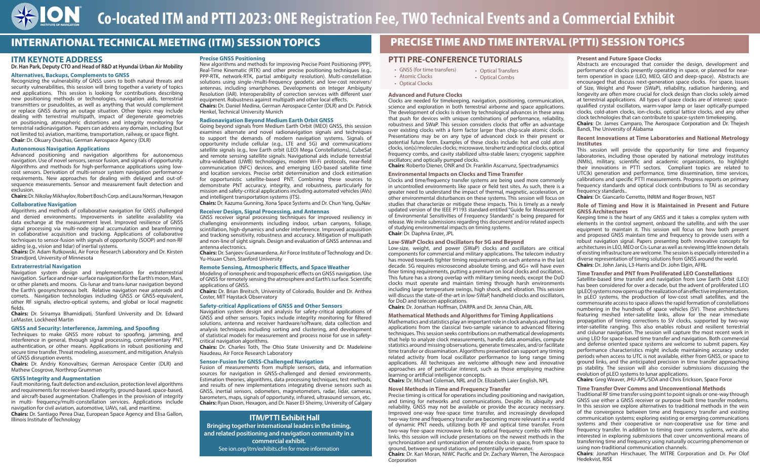# Co-located ITM and PTTI 2023: ONE Registration Fee, TWO Technical Events and a Commercial Exhibit

## INTERNATIONAL TECHNICAL MEETING (ITM) SESSION TOPICS

### ITM KEYNOTE ADDRESS

**Dr. Han Park, Deputy CTO and Head of R&D at Hyundai Urban Air Mobility**

#### Alternatives, Backups, Complements to GNSS

Recognizing the vulnerability of GNSS users to both natural threats and security vulnerabilities, this session will bring together a variety of topics and applications. This session is looking for contributions describing new positioning methods or technologies, navigation aids, terrestrial transmitters or pseudolites, as well as anything that would complement or replace GNSS during an outage situation. Other topics may include dealing with terrestrial multipath, impact of degenerate geometries on positioning, atmospheric distortions and integrity monitoring for terrestrial radionavigation. Papers can address any domain, including (but not limited to) aviation, maritime, transportation, railway, or space flight.
**Chair**: Dr. Okuary Osechas, German Aerospace Agency (DLR)

#### Autonomous Navigation Applications

Advanced positioning and navigation algorithms for autonomous navigation. Use of novel sensors, sensor fusion, and signals of opportunity. Algorithms and methods for high-performance applications using low-cost sensors. Derivation of multi-sensor system navigation performance requirements. New approaches for dealing with delayed and out-of-sequence measurements. Sensor and measurement fault detection and exclusion.
**Chairs:** Dr. Nikolay Mikhaylov, Robert Bosch Corp. and Laura Norman, Hexagon

#### Collaborative Navigation

Algorithms and methods of collaborative navigation for GNSS challenged and denied environments. Improvements in satellite availability via data exchange at the measurement level. Improved resilience of GNSS signal processing via multi-node signal accumulation and beamforming in collaborative acquisition and tracking. Applications of collaborative techniques to sensor-fusion with signals of opportunity (SOOP) and non-RF aiding (e.g., vision and lidar) of inertial systems.
**Chairs:** Dr. Adam Rutkowski, Air Force Research Laboratory and Dr. Kirsten Strandjord, University of Minnesota

#### Extraterrestrial Navigation

Navigation system design and implementation for extraterrestrial navigation. Surface and near-surface navigation for the Earth's moon, Mars, or other planets and moons. Cis-lunar and trans-lunar navigation beyond the Earth's geosynchronous belt. Relative navigation near asteroids and comets. Navigation technologies including GNSS or GNSS-equivalent, other RF signals, electro-optical systems, and global or local magnetic fields.
**Chairs:** Dr. Sriramya Bhamidipati, Stanford University and Dr. Edward LeMaster, Lockheed Martin

#### GNSS and Security: Interference, Jamming, and Spoofing

Techniques to make GNSS more robust to spoofing, jamming, and interference in general, through signal processing, complementary PNT, authentication, or other means. Applications in robust positioning and secure time transfer. Threat modeling, assessment, and mitigation. Analysis of GNSS disruption events.
**Chairs:** Dr. Andriy Konovaltsev, German Aerospace Center (DLR) and Mathew Cosgrove, Northrop Grumman

#### GNSS Integrity and Augmentation

Fault monitoring, fault detection and exclusion, protection level algorithms and requirements for receiver-based integrity, ground-based, space-based, and aircraft-based augmentation. Challenges in the provision of integrity in multi- frequency/multi-constellation services. Applications include navigation for civil aviation, automotive, UAVs, rail, and maritime.
**Chairs:** Dr. Santiago Perea Diaz, European Space Agency and Elisa Gallon, Illinois Institute of Technology

#### Precise GNSS Positioning

New algorithms and methods for improving Precise Point Positioning (PPP), Real-Time Kinematic (RTK) and other precise positioning techniques (e.g., PPP-RTK, network-RTK, partial ambiguity resolution). Multi-constellation solutions using single-/multi-frequency geodetic and low-cost receivers/antennas, including smartphones. Developments on Integer Ambiguity Resolution (IAR). Interoperability of correction services with different user equipment. Robustness against multipath and other local effects.
**Chairs:** Dr. Daniel Medina, German Aerospace Center (DLR) and Dr. Patrick Henkel, Technical University Munich

#### Radionavigation Beyond Medium Earth Orbit GNSS

Going beyond signals from Medium Earth Orbit (MEO) GNSS, this session examines alternate and novel radionavigation signals and techniques to support the demands of modern navigation systems. Signals of opportunity include cellular (e.g., LTE and 5G) and communications satellite signals (e.g., low Earth orbit (LEO) Mega Constellations), CubeSat and remote sensing satellite signals. Navigational aids include terrestrial ultra-wideband (UWB) technologies, modern Wi-Fi protocols, near-field communication (NFC) devices, and emerging LEO-based satellite time and location services. Precise orbit determination and clock estimation for opportunistic satellite-based PNT. Combining these sources to demonstrate PNT accuracy, integrity, and robustness, particularly for mission and safety-critical applications including automated vehicles (AVs) and intelligent transportation systems (ITS).
**Chairs:** Dr. Kazuma Gunning, Xona Space Systems and Dr. Chun Yang, QuNav

#### Receiver Design, Signal Processing, and Antennas

GNSS receiver signal processing techniques for improved resiliency in challenging environments including indoor, urban canyons, foliage, scintillation, high-dynamics and under interference. Improved acquisition and tracking sensitivity, robustness and accuracy. Mitigation of multipath and non-line of sight signals. Design and evaluation of GNSS antennas and antenna electronics.
**Chairs:** Dr. Sanjeev Gunawardena, Air Force Institute of Technology and Dr. Yu-Hsuan Chen, Stanford University

#### Remote Sensing, Atmospheric Effects, and Space Weather

Modeling of ionospheric and tropospheric effects on GNSS navigation. Use of GNSS for remotely sensing the atmosphere and Earth's surface. Scientific applications of GNSS.
**Chairs:** Dr. Brian Breitsch, University of Colorado, Boulder and Dr. Anthea Coster, MIT Haystack Observatory

#### Safety-critical Applications of GNSS and Other Sensors

Navigation system design and analysis for safety-critical applications of GNSS and other sensors. Topics include integrity monitoring for filtered solutions, antenna and receiver hardware/software, data collection and analysis techniques including sorting and clustering, and development of statistical models for measurement and process noise for use in safety-critical navigation algorithms.
**Chairs:** Dr. Charles Toth, The Ohio State University and Dr. Madeleine Naudeau, Air Force Research Laboratory

#### Sensor-Fusion for GNSS-Challenged Navigation

Fusion of measurements from multiple sensors, data, and information sources for navigation in GNSS-challenged and denied environments. Estimation theories, algorithms, data processing techniques, test methods, and results of new implementations integrating diverse sensors such as GNSS, inertial sensors, odometers, magnetometers, radar, lidar, cameras, barometers, maps, signals of opportunity, infrared, ultrasound sensors, etc.
**Chairs:** Ryan Dixon, Hexagon, and Dr. Naser El-Sheimy, University of Calgary

### ITM/PTTI Exhibit Hall

**Bringing together international leaders in the timing, and related positioning and navigation community in a commercial exhibit.**

See ion.org/itm/exhibits.cfm for more information

## PRECISE TIME AND TIME INTERVAL (PTTI) SESSION TOPICS

### PTTI PRE-CONFERENCE TUTORIALS

- GNSS (for time transfers)
- Atomic Clocks
- Optical Clocks
- Optical Transfers
- Optical Combs

#### Advanced and Future Clocks

Clocks are needed for timekeeping, navigation, positioning, communication, science and exploration in both terrestrial airborne and space applications. The development of clocks is driven by technological advances in these areas that push for devices with unique combinations of performance, reliability, robustness and SWaP. This session considers clocks that offer an advantage over existing clocks with a form factor larger than chip-scale atomic clocks. Presentations may be on any type of advanced clock in their present or potential future form. Examples of these clocks include: hot and cold atom clocks, ion(s)/molecules clocks; microwave, terahertz and optical clocks, optical frequency combs, and cavity stabilized ultra-stable lasers; cryogenic sapphire oscillators; and optically pumped clocks.
**Chairs**: Roberto Diener, ONR and Dr. Franklin Ascarrunz, Spectradynamics

#### Environmental Impacts on Clocks and Time Transfer

Clocks and time/frequency transfer systems are being used more commonly in uncontrolled environments like space or field test sites. As such, there is a greater need to understand the impact of thermal, magnetic, acceleration, or other environmental disturbances on these systems. This session will focus on studies that characterize or mitigate these impacts. This is timely as a newly updated version of the IEEE P1193 standard entitled "Guide for Measurement of Environmental Sensitivities of Frequency Standards" is being prepared for release. We invite submissions regarding this document and/or related aspects of studying environmental impacts on timing systems.
**Chair**: Dr. Daphna Enzer, JPL

#### Low-SWaP Clocks and Oscillators for 5G and Beyond

Low-size, weight, and power (SWaP) clocks and oscillators are critical components for commercial and military applications. The telecom industry has moved towards tighter timing requirements on each antenna in the last decade. 5G requires microsecond absolute timing, and 6G+ will have even finer timing requirements, putting a premium on local clocks and oscillators. This future has a strong overlap with military timing needs, except the DoD clocks must operate and maintain timing through harsh environments including large temperature swings, high shock, and vibration. This session will discuss the state-of-the-art in low-SWaP, handheld clocks and oscillators, for DoD and telecom applications.
**Chairs**: Dr. Jonathan Hoffman, DARPA and Dr. Jenna Chan, ARL

#### Mathematical Methods and Algorithms for Timing Applications

Mathematics and statistics play an important role in clock analysis and timing applications from the classical two-sample variance to advanced filtering techniques. This session seeks contributions on mathematical developments that help to analyze clock measurements, handle data anomalies, compute statistics around missing observations, generate timescales, and/or facilitate time transfer or dissemination. Algorithms presented can support any timing related activity from local oscillator performance to long range timing applications. All techniques are welcome although new and innovative approaches are of particular interest, such as those employing machine learning or artificial intelligence concepts.
**Chairs**: Dr. Michael Coleman, NRL and Dr. Elizabeth Laier English, NPL

#### Novel Methods in Time and Frequency Transfer

Precise timing is critical for operations including positioning and navigation, and timing for networks and communications. Despite its ubiquity and reliability, GNSS may not be available or provide the accuracy necessary. Improved one-way free-space time transfer, and increasingly developed two-way time and frequency transfer are becoming more relevant in a world of dynamic PNT needs, utilizing both RF and optical time transfer. From two-way free-space microwave links to optical frequency combs with fiber links, this session will include presentations on the newest methods in the synchronization and syntonization of remote clocks in space, from space to ground, between ground stations, and potentially underwater.
**Chairs**: Dr. Kari Moran, NIWC Pacific and Dr. Zachary Warren, The Aerospace Corporation

#### Present and Future Space Clocks

Abstracts are encouraged that consider the design, development and performance of clocks presently operating in space, or planned for near-term operation in space (LEO, MEO, GEO and deep-space). Abstracts are encouraged that discuss next-generation space clocks. For space, issues of Size, Weight and Power (SWaP), reliability, radiation hardening, and longevity are often more crucial for clock design than clocks solely aimed at terrestrial applications. All types of space clocks are of interest: space-qualified crystal oscillators, warm-vapor lamp or laser optically-pumped clocks, cold-atom clocks, ion-clocks, optical lattice clocks, and any other clock technologies that can contribute to space-system timekeeping.
**Chairs**: Dr. James Camparo, The Aerospace Corporation and Dr. Thejesh Bandi, The University of Alabama

#### Recent Innovations at Time Laboratories and National Metrology Institutes

This session will provide the opportunity for time and frequency laboratories, including those operated by national metrology institutes (NMIs), military, scientific and academic organizations, to highlight their innovations in PTTI sectors. Compliant topics are related to UTC(k) generation and performance, time dissemination, time services, calibrations and specific PTTI measurements. Progress reports on primary frequency standards and optical clock contributions to TAI as secondary frequency standards..
**Chairs**: Dr. Giancarlo Cerretto, INRIM and Roger Brown, NIST

#### Role of Timing and How it is Maintained in Present and Future GNSS Architectures

Keeping time is the heart of any GNSS and it takes a complex system with elements in the control segment, onboard the satellite, and with the user equipment to maintain it. This session will focus on how both present and proposed GNSS maintain time and frequency to provide users with a robust navigation signal. Papers presenting both innovative concepts for architectures in LEO, MEO or Cis-Lunar as well as reviewing little known details of existing infrastructure are welcome. The session is especially interested in a diverse representation of timing solutions from GNSS around the world.
**Chairs**: Dr. John Janis, L3-Harris and Dr. John Elgin, AFRL

#### Time Transfer and PNT from Proliferated LEO Constellations

Satellite-based time transfer and navigation from Low Earth Orbit (LEO) has been considered for over a decade, but the advent of proliferated LEO (pLEO) systems now opens up the realization of an effective implementation. In pLEO systems, the production of low-cost small satellites, and the commensurate access to space allows the rapid formation of constellations numbering in the hundreds of space vehicles (SV). These architectures featuring meshed inter-satellite links, allow for the near immediate propagation of timing corrections to SV clocks, supported by two-way inter-satellite ranging. This also enables robust and resilient terrestrial and cislunar navigation. The session will capture the most recent work in using LEO for space-based time transfer and navigation. Both commercial and defense oriented space systems are welcome to submit papers. Key performance characteristics might include maintaining accuracy under periods when access to UTC is not available, either from GNSS, or space to ground links, and the anticipated precision in time transfer approaching ps stability. The session will also consider submissions discussing the evolution of pLEO systems to lunar applications.
**Chairs**: Greg Weaver, JHU-APL/SDA and Chris Erickson, Space Force

#### Time Transfer Over Comms and Unconventional Methods

Traditional RF time transfer using point to point signals or one-way through GNSS use either a GNSS receiver or purpose-built time transfer modems. In this session we explore alternatives to traditional methods in the vein of the convergence between time and frequency transfer and existing communication systems; exploring existing or emerging communications systems and their cooperative or non-cooperative use for time and frequency transfer. In addition to timing over comms systems, we're also interested in exploring submissions that cover unconventional means of transferring time and frequency using naturally occurring phenomenon or using non-traditional communication channels.
**Chairs**: Jonathan Hirschauer, The MITRE Corporation and Dr. Per Olof Hedekvist, RISE